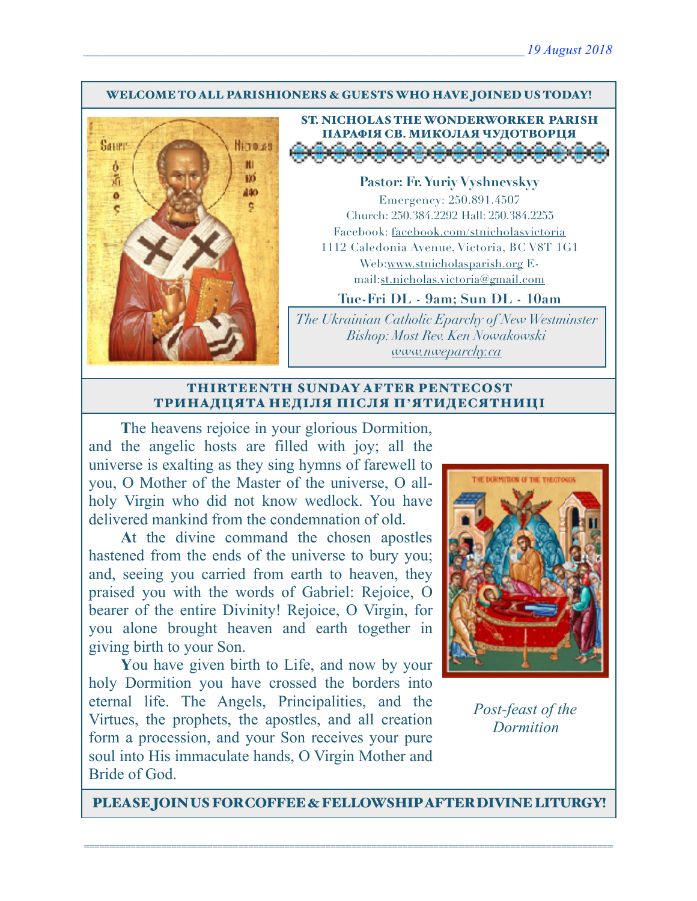19 August 2018

**WELCOME TO ALL PARISHIONERS & GUESTS WHO HAVE JOINED US TODAY!**

## ST. NICHOLAS THE WONDERWORKER PARISH
## ПАРАФІЯ СВ. МИКОЛАЯ ЧУДОТВОРЦЯ

**Pastor: Fr. Yuriy Vyshnevskyy**

Emergency: 250.891.4507
Church: 250.384.2292 Hall: 250.384.2255
Facebook: facebook.com/stnicholasvictoria
1112 Caledonia Avenue, Victoria, BC V8T 1G1
Web:www.stnicholasparish.org E-mail:st.nicholas.victoria@gmail.com

**Tue-Fri DL - 9am; Sun DL - 10am**

*The Ukrainian Catholic Eparchy of New Westminster*
*Bishop: Most Rev. Ken Nowakowski*
*www.nweparchy.ca*

## THIRTEENTH SUNDAY AFTER PENTECOST
## ТРИНАДЦЯТА НЕДІЛЯ ПІСЛЯ П'ЯТИДЕСЯТНИЦІ

**T**he heavens rejoice in your glorious Dormition, and the angelic hosts are filled with joy; all the universe is exalting as they sing hymns of farewell to you, O Mother of the Master of the universe, O all-holy Virgin who did not know wedlock. You have delivered mankind from the condemnation of old.

**A**t the divine command the chosen apostles hastened from the ends of the universe to bury you; and, seeing you carried from earth to heaven, they praised you with the words of Gabriel: Rejoice, O bearer of the entire Divinity! Rejoice, O Virgin, for you alone brought heaven and earth together in giving birth to your Son.

**Y**ou have given birth to Life, and now by your holy Dormition you have crossed the borders into eternal life. The Angels, Principalities, and the Virtues, the prophets, the apostles, and all creation form a procession, and your Son receives your pure soul into His immaculate hands, O Virgin Mother and Bride of God.

*Post-feast of the Dormition*

**PLEASE JOIN US FOR COFFEE & FELLOWSHIP AFTER DIVINE LITURGY!**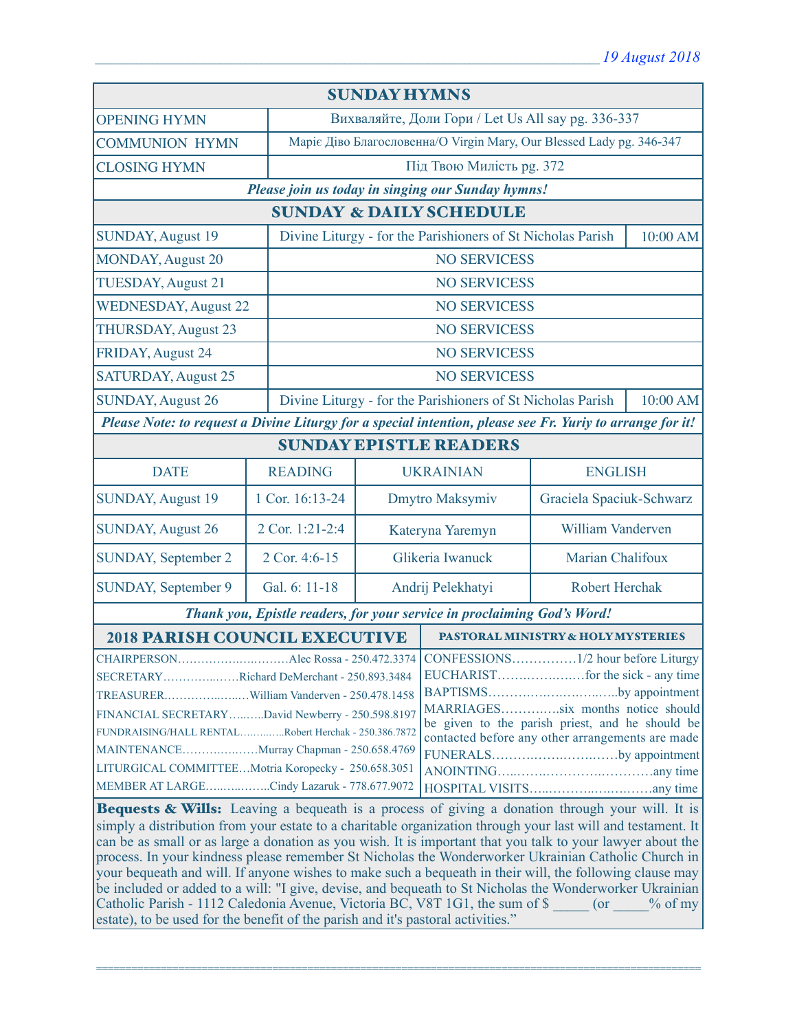## SUNDAY HYMNS

| | |
|---|---|
| OPENING HYMN | Вихваляйте, Доли Гори / Let Us All say pg. 336-337 |
| COMMUNION HYMN | Маріє Діво Благословенна/O Virgin Mary, Our Blessed Lady pg. 346-347 |
| CLOSING HYMN | Під Твою Милість pg. 372 |

***Please join us today in singing our Sunday hymns!***

## SUNDAY & DAILY SCHEDULE

| | | |
|---|---|---|
| SUNDAY, August 19 | Divine Liturgy - for the Parishioners of St Nicholas Parish | 10:00 AM |
| MONDAY, August 20 | NO SERVICESS | |
| TUESDAY, August 21 | NO SERVICESS | |
| WEDNESDAY, August 22 | NO SERVICESS | |
| THURSDAY, August 23 | NO SERVICESS | |
| FRIDAY, August 24 | NO SERVICESS | |
| SATURDAY, August 25 | NO SERVICESS | |
| SUNDAY, August 26 | Divine Liturgy - for the Parishioners of St Nicholas Parish | 10:00 AM |

***Please Note: to request a Divine Liturgy for a special intention, please see Fr. Yuriy to arrange for it!***

## SUNDAY EPISTLE READERS

| DATE | READING | UKRAINIAN | ENGLISH |
|---|---|---|---|
| SUNDAY, August 19 | 1 Cor. 16:13-24 | Dmytro Maksymiv | Graciela Spaciuk-Schwarz |
| SUNDAY, August 26 | 2 Cor. 1:21-2:4 | Kateryna Yaremyn | William Vanderven |
| SUNDAY, September 2 | 2 Cor. 4:6-15 | Glikeria Iwanuck | Marian Chalifoux |
| SUNDAY, September 9 | Gal. 6: 11-18 | Andrij Pelekhatyi | Robert Herchak |

***Thank you, Epistle readers, for your service in proclaiming God's Word!***

## 2018 PARISH COUNCIL EXECUTIVE

CHAIRPERSON……………………….Alec Rossa - 250.472.3374
SECRETARY……………….Richard DeMerchant - 250.893.3484
TREASURER……………….William Vanderven - 250.478.1458
FINANCIAL SECRETARY……..David Newberry - 250.598.8197
FUNDRAISING/HALL RENTAL…………Robert Herchak - 250.386.7872
MAINTENANCE…………………Murray Chapman - 250.658.4769
LITURGICAL COMMITTEE…Motria Koropecky - 250.658.3051
MEMBER AT LARGE………………Cindy Lazaruk - 778.677.9072

## PASTORAL MINISTRY & HOLY MYSTERIES

CONFESSIONS……………1/2 hour before Liturgy
EUCHARIST………………for the sick - any time
BAPTISMS…………………………by appointment
MARRIAGES…………six months notice should be given to the parish priest, and he should be contacted before any other arrangements are made
FUNERALS……………………………by appointment
ANOINTING…………………………………any time
HOSPITAL VISITS……………………………any time

**Bequests & Wills:** Leaving a bequeath is a process of giving a donation through your will. It is simply a distribution from your estate to a charitable organization through your last will and testament. It can be as small or as large a donation as you wish. It is important that you talk to your lawyer about the process. In your kindness please remember St Nicholas the Wonderworker Ukrainian Catholic Church in your bequeath and will. If anyone wishes to make such a bequeath in their will, the following clause may be included or added to a will: "I give, devise, and bequeath to St Nicholas the Wonderworker Ukrainian Catholic Parish - 1112 Caledonia Avenue, Victoria BC, V8T 1G1, the sum of $ _____ (or _____% of my estate), to be used for the benefit of the parish and it's pastoral activities."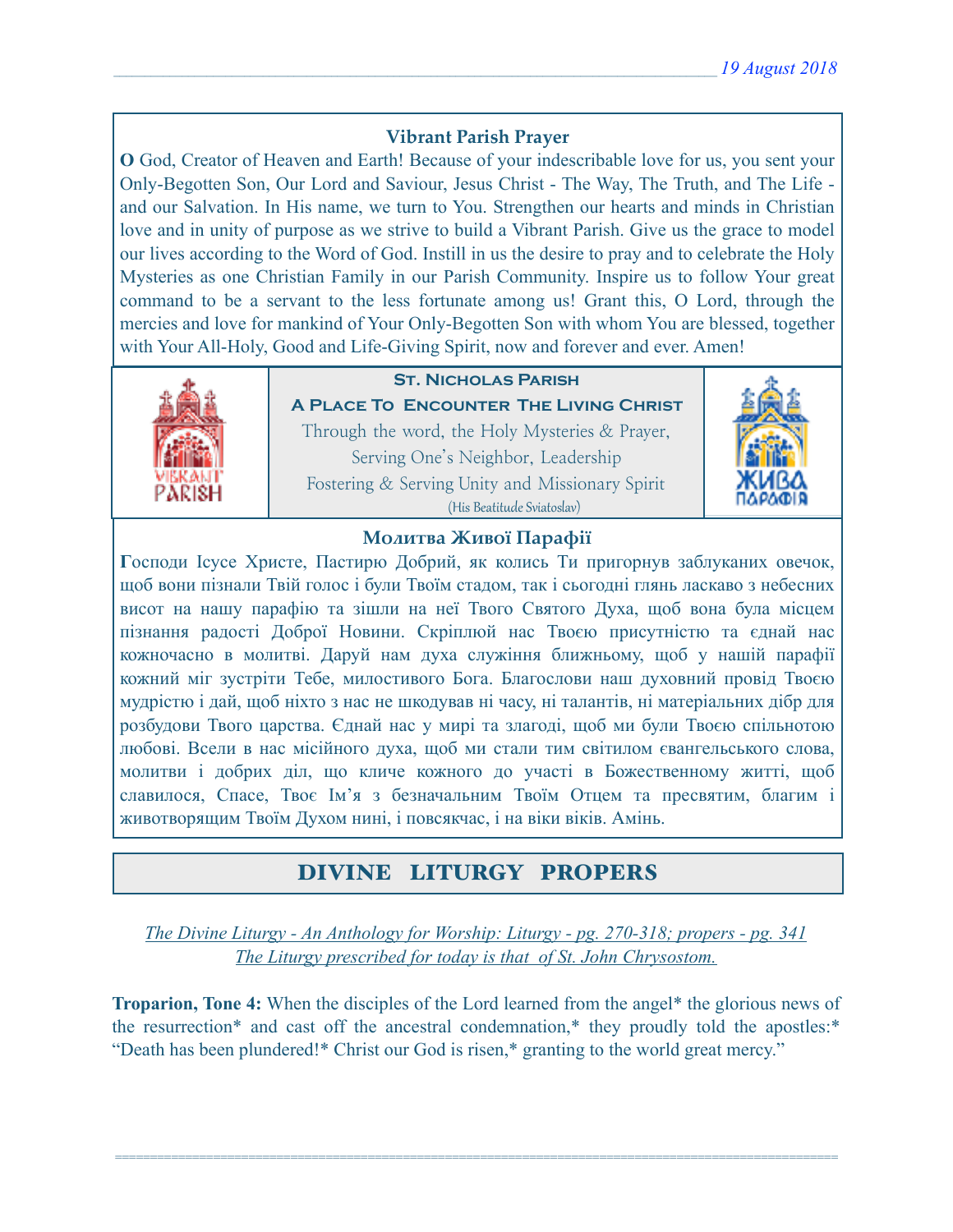## Vibrant Parish Prayer

**O** God, Creator of Heaven and Earth! Because of your indescribable love for us, you sent your Only-Begotten Son, Our Lord and Saviour, Jesus Christ - The Way, The Truth, and The Life - and our Salvation. In His name, we turn to You. Strengthen our hearts and minds in Christian love and in unity of purpose as we strive to build a Vibrant Parish. Give us the grace to model our lives according to the Word of God. Instill in us the desire to pray and to celebrate the Holy Mysteries as one Christian Family in our Parish Community. Inspire us to follow Your great command to be a servant to the less fortunate among us! Grant this, O Lord, through the mercies and love for mankind of Your Only-Begotten Son with whom You are blessed, together with Your All-Holy, Good and Life-Giving Spirit, now and forever and ever. Amen!

**St. Nicholas Parish**
**A Place To Encounter The Living Christ**
Through the word, the Holy Mysteries & Prayer,
Serving One's Neighbor, Leadership
Fostering & Serving Unity and Missionary Spirit
(His Beatitude Sviatoslav)

## Молитва Живої Парафії

**Г**осподи Ісусе Христе, Пастирю Добрий, як колись Ти пригорнув заблуканих овечок, щоб вони пізнали Твій голос і були Твоїм стадом, так і сьогодні глянь ласкаво з небесних висот на нашу парафію та зішли на неї Твого Святого Духа, щоб вона була місцем пізнання радості Доброї Новини. Скріплюй нас Твоєю присутністю та єднай нас кожночасно в молитві. Даруй нам духа служіння ближньому, щоб у нашій парафії кожний міг зустріти Тебе, милостивого Бога. Благослови наш духовний провід Твоєю мудрістю і дай, щоб ніхто з нас не шкодував ні часу, ні талантів, ні матеріальних дібр для розбудови Твого царства. Єднай нас у мирі та злагоді, щоб ми були Твоєю спільнотою любові. Всели в нас місійного духа, щоб ми стали тим світилом євангельського слова, молитви і добрих діл, що кличе кожного до участі в Божественному житті, щоб славилося, Спасе, Твоє Ім'я з безначальним Твоїм Отцем та пресвятим, благим і животворящим Твоїм Духом нині, і повсякчас, і на віки віків. Амінь.

# DIVINE LITURGY PROPERS

*The Divine Liturgy - An Anthology for Worship: Liturgy - pg. 270-318; propers - pg. 341*
*The Liturgy prescribed for today is that of St. John Chrysostom.*

**Troparion, Tone 4:** When the disciples of the Lord learned from the angel* the glorious news of the resurrection* and cast off the ancestral condemnation,* they proudly told the apostles:* "Death has been plundered!* Christ our God is risen,* granting to the world great mercy."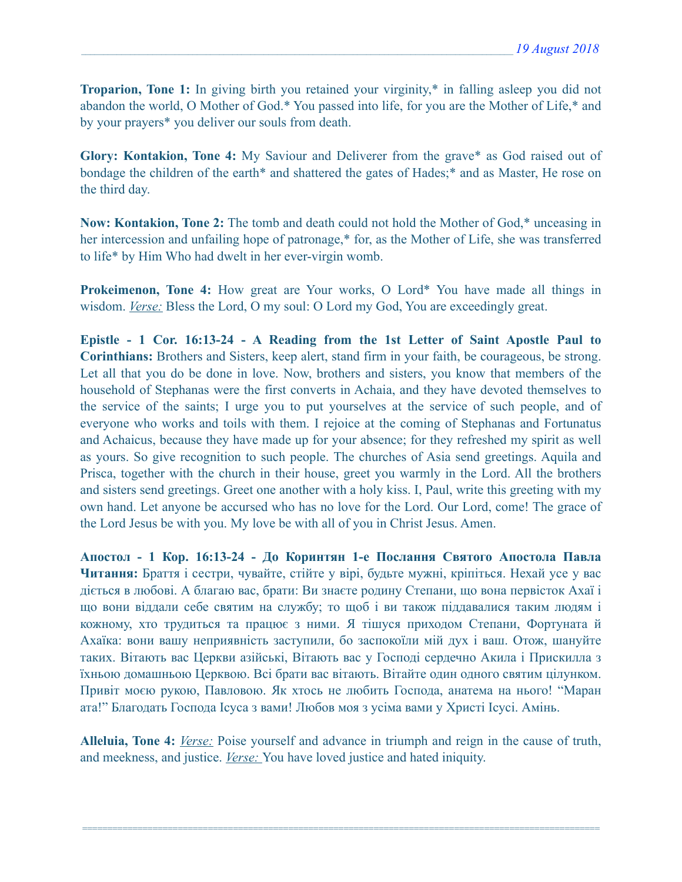**Troparion, Tone 1:** In giving birth you retained your virginity,* in falling asleep you did not abandon the world, O Mother of God.* You passed into life, for you are the Mother of Life,* and by your prayers* you deliver our souls from death.

**Glory: Kontakion, Tone 4:** My Saviour and Deliverer from the grave* as God raised out of bondage the children of the earth* and shattered the gates of Hades;* and as Master, He rose on the third day.

**Now: Kontakion, Tone 2:** The tomb and death could not hold the Mother of God,* unceasing in her intercession and unfailing hope of patronage,* for, as the Mother of Life, she was transferred to life* by Him Who had dwelt in her ever-virgin womb.

**Prokeimenon, Tone 4:** How great are Your works, O Lord* You have made all things in wisdom. *Verse:* Bless the Lord, O my soul: O Lord my God, You are exceedingly great.

**Epistle - 1 Cor. 16:13-24 - A Reading from the 1st Letter of Saint Apostle Paul to Corinthians:** Brothers and Sisters, keep alert, stand firm in your faith, be courageous, be strong. Let all that you do be done in love. Now, brothers and sisters, you know that members of the household of Stephanas were the first converts in Achaia, and they have devoted themselves to the service of the saints; I urge you to put yourselves at the service of such people, and of everyone who works and toils with them. I rejoice at the coming of Stephanas and Fortunatus and Achaicus, because they have made up for your absence; for they refreshed my spirit as well as yours. So give recognition to such people. The churches of Asia send greetings. Aquila and Prisca, together with the church in their house, greet you warmly in the Lord. All the brothers and sisters send greetings. Greet one another with a holy kiss. I, Paul, write this greeting with my own hand. Let anyone be accursed who has no love for the Lord. Our Lord, come! The grace of the Lord Jesus be with you. My love be with all of you in Christ Jesus. Amen.

**Апостол - 1 Кор. 16:13-24 - До Коринтян 1-е Послання Святого Апостола Павла Читання:** Браття і сестри, чувайте, стійте у вірі, будьте мужні, кріпіться. Нехай усе у вас діється в любові. А благаю вас, брати: Ви знаєте родину Степани, що вона первісток Ахаї і що вони віддали себе святим на службу; то щоб і ви також піддавалися таким людям і кожному, хто трудиться та працює з ними. Я тішуся приходом Степани, Фортуната й Ахаїка: вони вашу неприявність заступили, бо заспокоїли мій дух і ваш. Отож, шануйте таких. Вітають вас Церкви азійські, Вітають вас у Господі сердечно Акила і Прискилла з їхньою домашньою Церквою. Всі брати вас вітають. Вітайте один одного святим цілунком. Привіт моєю рукою, Павловою. Як хтось не любить Господа, анатема на нього! "Маран ата!" Благодать Господа Ісуса з вами! Любов моя з усіма вами у Христі Ісусі. Амінь.

**Alleluia, Tone 4:** *Verse:* Poise yourself and advance in triumph and reign in the cause of truth, and meekness, and justice. *Verse:* You have loved justice and hated iniquity.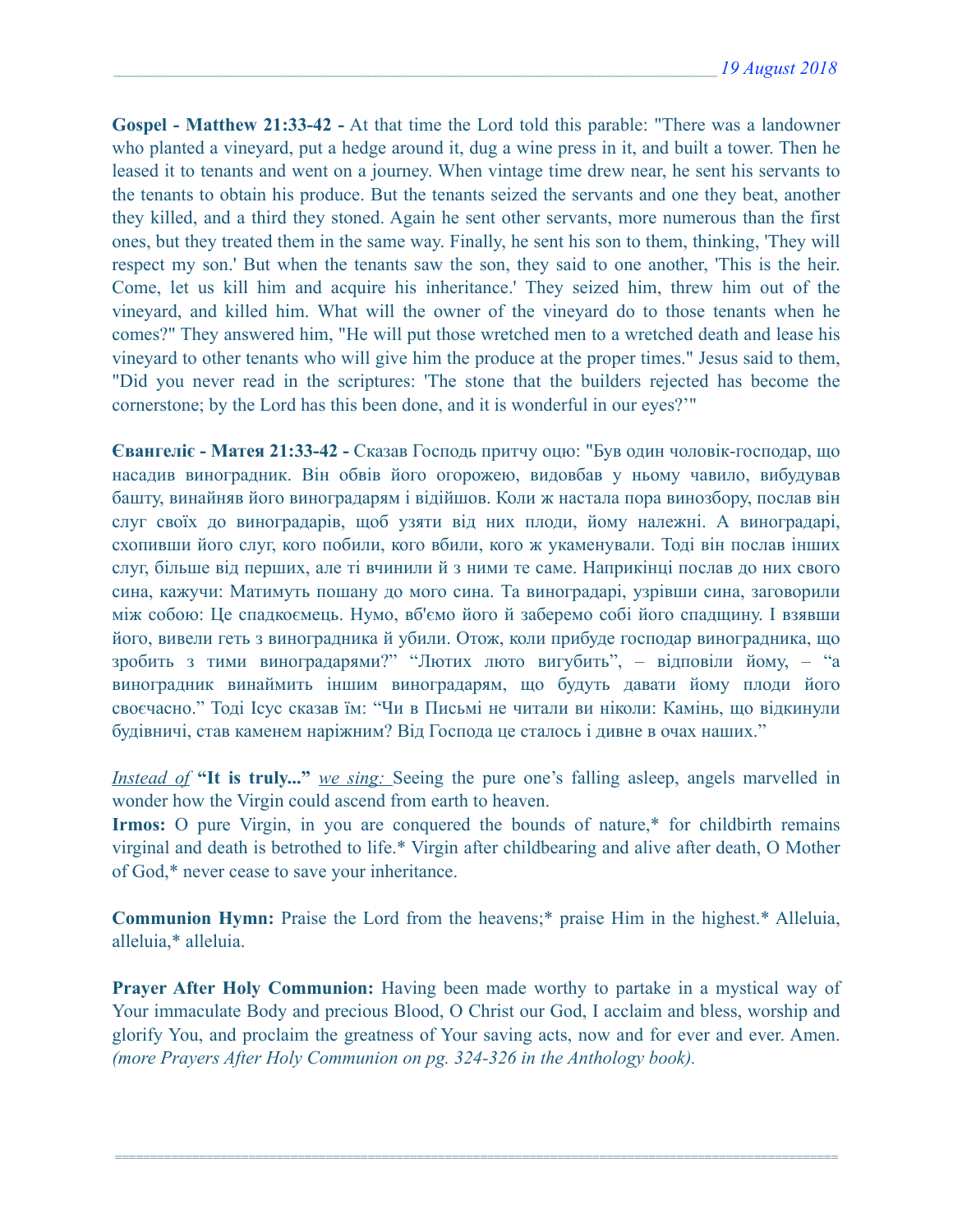**Gospel - Matthew 21:33-42 -** At that time the Lord told this parable: "There was a landowner who planted a vineyard, put a hedge around it, dug a wine press in it, and built a tower. Then he leased it to tenants and went on a journey. When vintage time drew near, he sent his servants to the tenants to obtain his produce. But the tenants seized the servants and one they beat, another they killed, and a third they stoned. Again he sent other servants, more numerous than the first ones, but they treated them in the same way. Finally, he sent his son to them, thinking, 'They will respect my son.' But when the tenants saw the son, they said to one another, 'This is the heir. Come, let us kill him and acquire his inheritance.' They seized him, threw him out of the vineyard, and killed him. What will the owner of the vineyard do to those tenants when he comes?" They answered him, "He will put those wretched men to a wretched death and lease his vineyard to other tenants who will give him the produce at the proper times." Jesus said to them, "Did you never read in the scriptures: 'The stone that the builders rejected has become the cornerstone; by the Lord has this been done, and it is wonderful in our eyes?'"

**Євангеліє - Матея 21:33-42 -** Сказав Господь притчу оцю: "Був один чоловік-господар, що насадив виноградник. Він обвів його огорожею, видовбав у ньому чавило, вибудував башту, винайняв його виноградарям і відійшов. Коли ж настала пора винозбору, послав він слуг своїх до виноградарів, щоб узяти від них плоди, йому належні. А виноградарі, схопивши його слуг, кого побили, кого вбили, кого ж укаменували. Тоді він послав інших слуг, більше від перших, але ті вчинили й з ними те саме. Наприкінці послав до них свого сина, кажучи: Матимуть пошану до мого сина. Та виноградарі, узрівши сина, заговорили між собою: Це спадкоємець. Нумо, вб'ємо його й заберемо собі його спадщину. І взявши його, вивели геть з виноградника й убили. Отож, коли прибуде господар виноградника, що зробить з тими виноградарями?" "Лютих люто вигубить", – відповіли йому, – "а виноградник винаймить іншим виноградарям, що будуть давати йому плоди його своєчасно." Тоді Ісус сказав їм: "Чи в Письмі не читали ви ніколи: Камінь, що відкинули будівничі, став каменем наріжним? Від Господа це сталось і дивне в очах наших."

*Instead of* **"It is truly..."** *we sing:* Seeing the pure one's falling asleep, angels marvelled in wonder how the Virgin could ascend from earth to heaven.
**Irmos:** O pure Virgin, in you are conquered the bounds of nature,* for childbirth remains virginal and death is betrothed to life.* Virgin after childbearing and alive after death, O Mother of God,* never cease to save your inheritance.

**Communion Hymn:** Praise the Lord from the heavens;* praise Him in the highest.* Alleluia, alleluia,* alleluia.

**Prayer After Holy Communion:** Having been made worthy to partake in a mystical way of Your immaculate Body and precious Blood, O Christ our God, I acclaim and bless, worship and glorify You, and proclaim the greatness of Your saving acts, now and for ever and ever. Amen. *(more Prayers After Holy Communion on pg. 324-326 in the Anthology book).*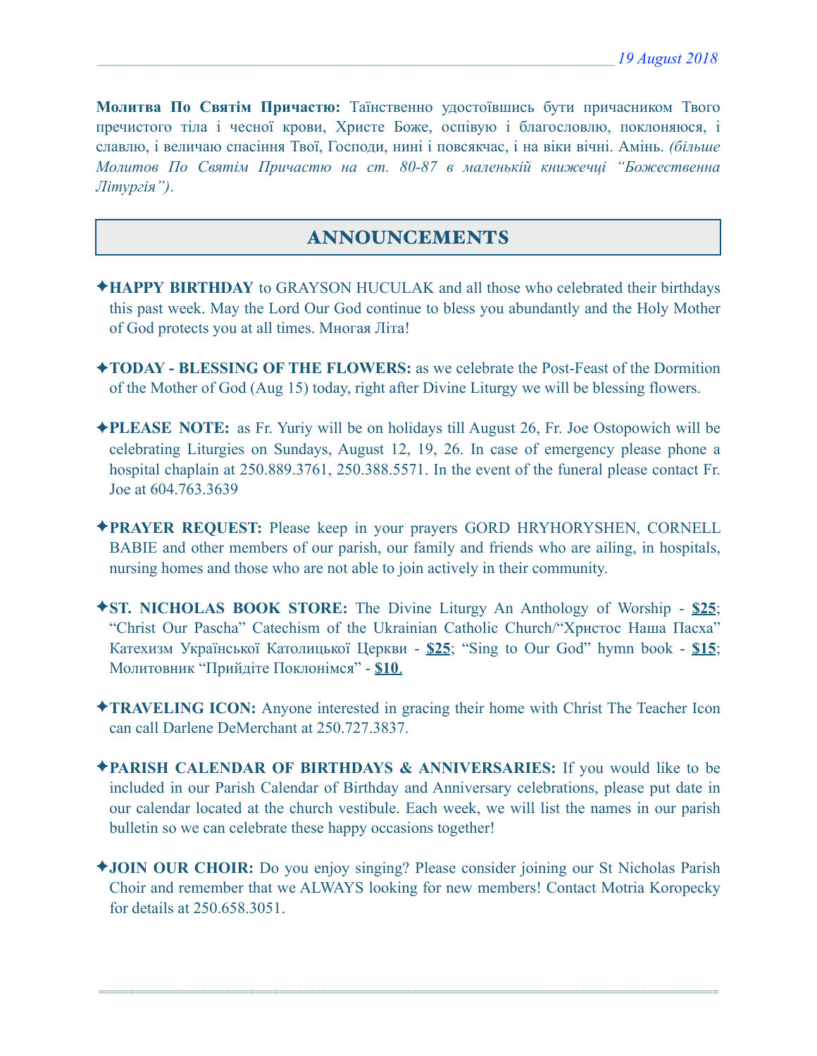**Молитва По Святім Причастю:** Таїнственно удостоївшись бути причасником Твого пречистого тіла і чесної крови, Христе Боже, оспівую і благословлю, поклоняюся, і славлю, і величаю спасіння Твої, Господи, нині і повсякчас, і на віки вічні. Амінь. *(більше Молитов По Святім Причастю на ст. 80-87 в маленькій книжечці "Божественна Літургія")*.

## ANNOUNCEMENTS

✦**HAPPY BIRTHDAY** to GRAYSON HUCULAK and all those who celebrated their birthdays this past week. May the Lord Our God continue to bless you abundantly and the Holy Mother of God protects you at all times. Многая Літа!

✦**TODAY - BLESSING OF THE FLOWERS:** as we celebrate the Post-Feast of the Dormition of the Mother of God (Aug 15) today, right after Divine Liturgy we will be blessing flowers.

✦**PLEASE NOTE:** as Fr. Yuriy will be on holidays till August 26, Fr. Joe Ostopowich will be celebrating Liturgies on Sundays, August 12, 19, 26. In case of emergency please phone a hospital chaplain at 250.889.3761, 250.388.5571. In the event of the funeral please contact Fr. Joe at 604.763.3639

✦**PRAYER REQUEST:** Please keep in your prayers GORD HRYHORYSHEN, CORNELL BABIE and other members of our parish, our family and friends who are ailing, in hospitals, nursing homes and those who are not able to join actively in their community.

✦**ST. NICHOLAS BOOK STORE:** The Divine Liturgy An Anthology of Worship - **$25**; "Christ Our Pascha" Catechism of the Ukrainian Catholic Church/"Христос Наша Пасха" Катехизм Української Католицької Церкви - **$25**; "Sing to Our God" hymn book - **$15**; Молитовник "Прийдіте Поклонімся" - **$10**.

✦**TRAVELING ICON:** Anyone interested in gracing their home with Christ The Teacher Icon can call Darlene DeMerchant at 250.727.3837.

✦**PARISH CALENDAR OF BIRTHDAYS & ANNIVERSARIES:** If you would like to be included in our Parish Calendar of Birthday and Anniversary celebrations, please put date in our calendar located at the church vestibule. Each week, we will list the names in our parish bulletin so we can celebrate these happy occasions together!

✦**JOIN OUR CHOIR:** Do you enjoy singing? Please consider joining our St Nicholas Parish Choir and remember that we ALWAYS looking for new members! Contact Motria Koropecky for details at 250.658.3051.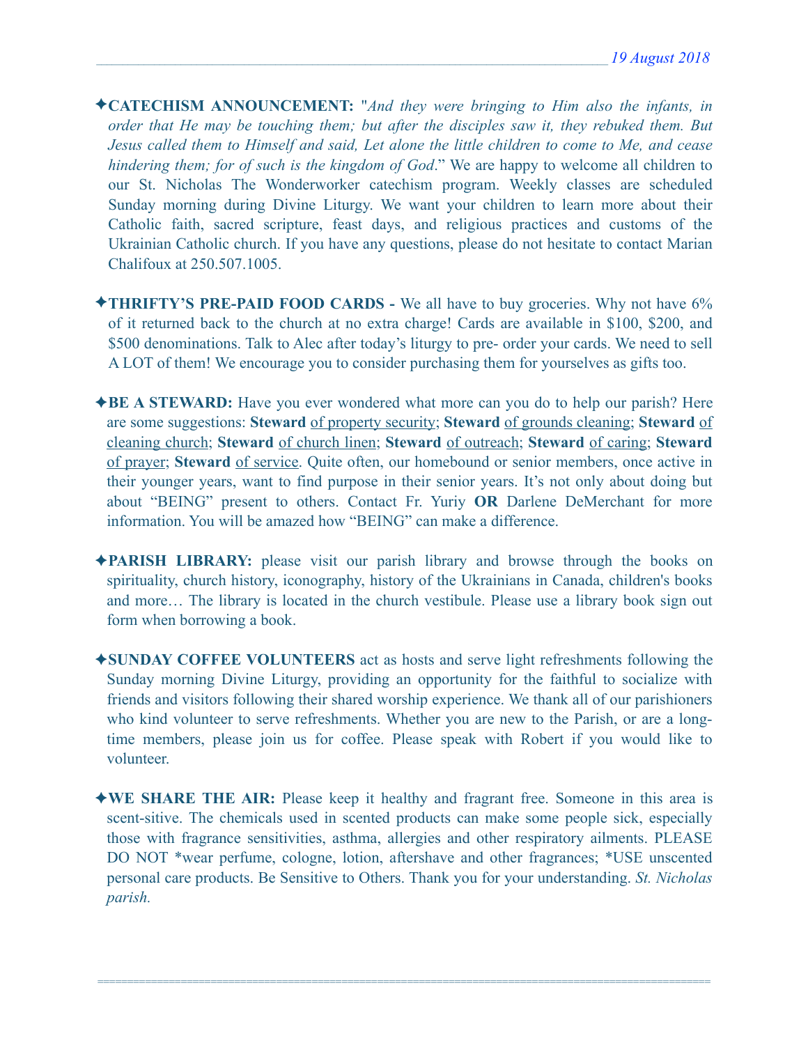✦**CATECHISM ANNOUNCEMENT:** "*And they were bringing to Him also the infants, in order that He may be touching them; but after the disciples saw it, they rebuked them. But Jesus called them to Himself and said, Let alone the little children to come to Me, and cease hindering them; for of such is the kingdom of God*." We are happy to welcome all children to our St. Nicholas The Wonderworker catechism program. Weekly classes are scheduled Sunday morning during Divine Liturgy. We want your children to learn more about their Catholic faith, sacred scripture, feast days, and religious practices and customs of the Ukrainian Catholic church. If you have any questions, please do not hesitate to contact Marian Chalifoux at 250.507.1005.

✦**THRIFTY'S PRE-PAID FOOD CARDS -** We all have to buy groceries. Why not have 6% of it returned back to the church at no extra charge! Cards are available in $100, $200, and $500 denominations. Talk to Alec after today's liturgy to pre- order your cards. We need to sell A LOT of them! We encourage you to consider purchasing them for yourselves as gifts too.

✦**BE A STEWARD:** Have you ever wondered what more can you do to help our parish? Here are some suggestions: **Steward** of property security; **Steward** of grounds cleaning; **Steward** of cleaning church; **Steward** of church linen; **Steward** of outreach; **Steward** of caring; **Steward** of prayer; **Steward** of service. Quite often, our homebound or senior members, once active in their younger years, want to find purpose in their senior years. It's not only about doing but about "BEING" present to others. Contact Fr. Yuriy **OR** Darlene DeMerchant for more information. You will be amazed how "BEING" can make a difference.

✦**PARISH LIBRARY:** please visit our parish library and browse through the books on spirituality, church history, iconography, history of the Ukrainians in Canada, children's books and more… The library is located in the church vestibule. Please use a library book sign out form when borrowing a book.

✦**SUNDAY COFFEE VOLUNTEERS** act as hosts and serve light refreshments following the Sunday morning Divine Liturgy, providing an opportunity for the faithful to socialize with friends and visitors following their shared worship experience. We thank all of our parishioners who kind volunteer to serve refreshments. Whether you are new to the Parish, or are a long-time members, please join us for coffee. Please speak with Robert if you would like to volunteer.

✦**WE SHARE THE AIR:** Please keep it healthy and fragrant free. Someone in this area is scent-sitive. The chemicals used in scented products can make some people sick, especially those with fragrance sensitivities, asthma, allergies and other respiratory ailments. PLEASE DO NOT *wear perfume, cologne, lotion, aftershave and other fragrances; *USE unscented personal care products. Be Sensitive to Others. Thank you for your understanding. *St. Nicholas parish.*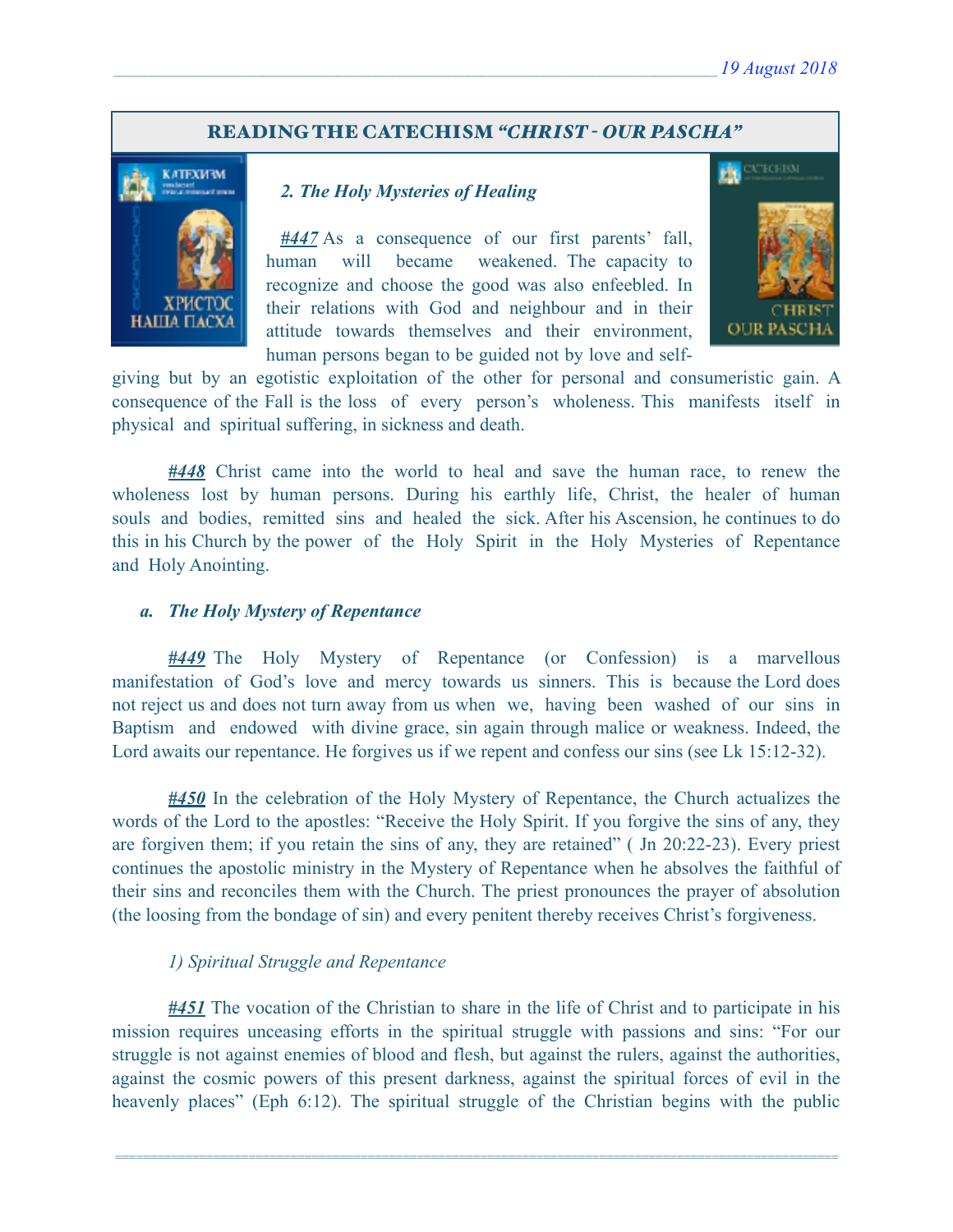## READING THE CATECHISM *"CHRIST - OUR PASCHA"*

### *2. The Holy Mysteries of Healing*

***#447*** As a consequence of our first parents' fall, human will became weakened. The capacity to recognize and choose the good was also enfeebled. In their relations with God and neighbour and in their attitude towards themselves and their environment, human persons began to be guided not by love and self-giving but by an egotistic exploitation of the other for personal and consumeristic gain. A consequence of the Fall is the loss of every person's wholeness. This manifests itself in physical and spiritual suffering, in sickness and death.

***#448*** Christ came into the world to heal and save the human race, to renew the wholeness lost by human persons. During his earthly life, Christ, the healer of human souls and bodies, remitted sins and healed the sick. After his Ascension, he continues to do this in his Church by the power of the Holy Spirit in the Holy Mysteries of Repentance and Holy Anointing.

#### *a. The Holy Mystery of Repentance*

***#449*** The Holy Mystery of Repentance (or Confession) is a marvellous manifestation of God's love and mercy towards us sinners. This is because the Lord does not reject us and does not turn away from us when we, having been washed of our sins in Baptism and endowed with divine grace, sin again through malice or weakness. Indeed, the Lord awaits our repentance. He forgives us if we repent and confess our sins (see Lk 15:12-32).

***#450*** In the celebration of the Holy Mystery of Repentance, the Church actualizes the words of the Lord to the apostles: "Receive the Holy Spirit. If you forgive the sins of any, they are forgiven them; if you retain the sins of any, they are retained" ( Jn 20:22-23). Every priest continues the apostolic ministry in the Mystery of Repentance when he absolves the faithful of their sins and reconciles them with the Church. The priest pronounces the prayer of absolution (the loosing from the bondage of sin) and every penitent thereby receives Christ's forgiveness.

##### *1) Spiritual Struggle and Repentance*

***#451*** The vocation of the Christian to share in the life of Christ and to participate in his mission requires unceasing efforts in the spiritual struggle with passions and sins: "For our struggle is not against enemies of blood and flesh, but against the rulers, against the authorities, against the cosmic powers of this present darkness, against the spiritual forces of evil in the heavenly places" (Eph 6:12). The spiritual struggle of the Christian begins with the public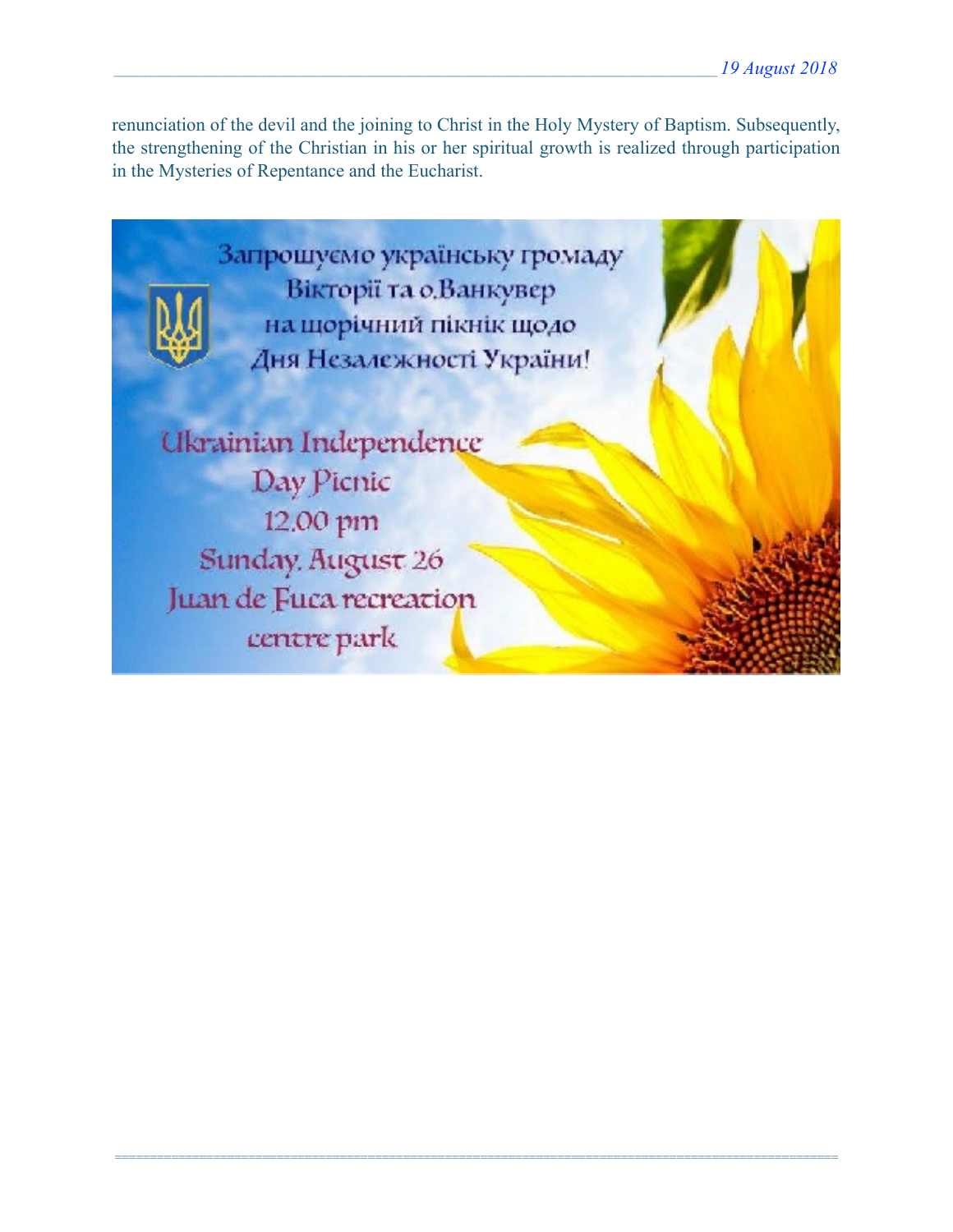renunciation of the devil and the joining to Christ in the Holy Mystery of Baptism. Subsequently, the strengthening of the Christian in his or her spiritual growth is realized through participation in the Mysteries of Repentance and the Eucharist.

Запрошуємо українську громаду
Вікторії та о.Ванкувер
на щорічний пікнік щодо
Дня Незалежності України!

Ukrainian Independence
Day Picnic
12.00 pm
Sunday, August 26
Juan de Fuca recreation
centre park